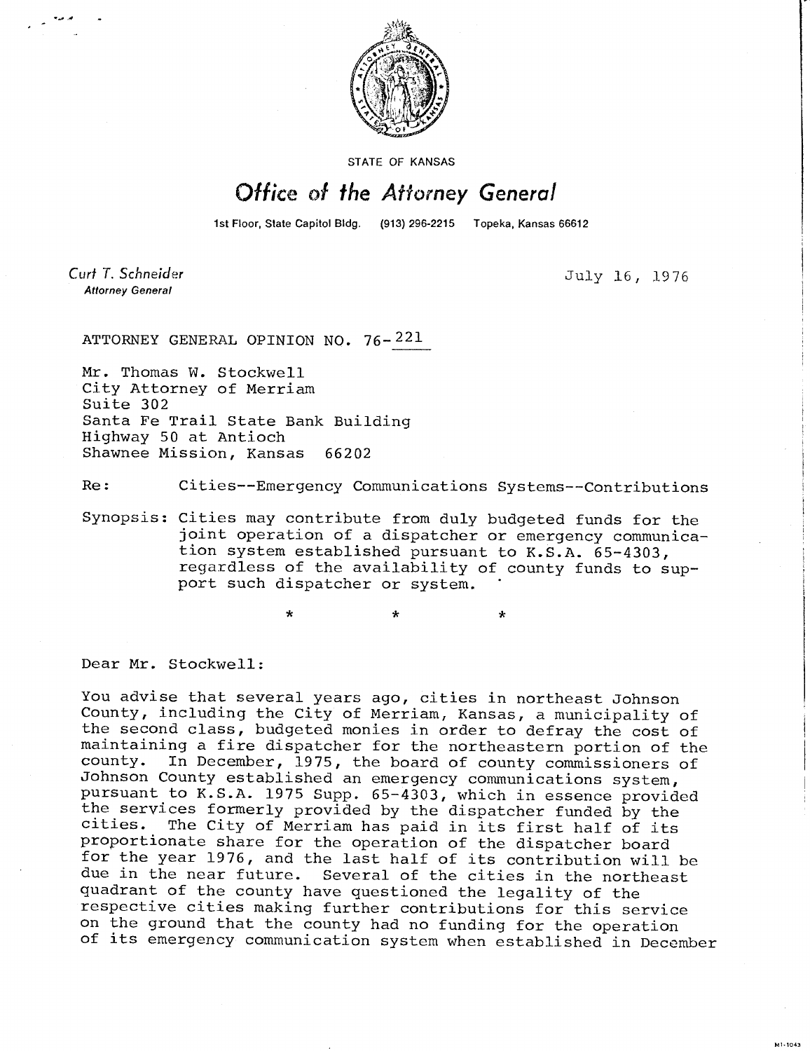STATE OF KANSAS

# Office of the Attorney General

1st Floor, State Capitol Bldg. (913) 296-2215 Topeka, Kansas 66612

*Curt T. Schneider*
*Attorney General*

July 16, 1976

ATTORNEY GENERAL OPINION NO. 76-221

Mr. Thomas W. Stockwell
City Attorney of Merriam
Suite 302
Santa Fe Trail State Bank Building
Highway 50 at Antioch
Shawnee Mission, Kansas 66202

Re: Cities--Emergency Communications Systems--Contributions

Synopsis: Cities may contribute from duly budgeted funds for the joint operation of a dispatcher or emergency communication system established pursuant to K.S.A. 65-4303, regardless of the availability of county funds to support such dispatcher or system.

\* \* \*

Dear Mr. Stockwell:

You advise that several years ago, cities in northeast Johnson County, including the City of Merriam, Kansas, a municipality of the second class, budgeted monies in order to defray the cost of maintaining a fire dispatcher for the northeastern portion of the county. In December, 1975, the board of county commissioners of Johnson County established an emergency communications system, pursuant to K.S.A. 1975 Supp. 65-4303, which in essence provided the services formerly provided by the dispatcher funded by the cities. The City of Merriam has paid in its first half of its proportionate share for the operation of the dispatcher board for the year 1976, and the last half of its contribution will be due in the near future. Several of the cities in the northeast quadrant of the county have questioned the legality of the respective cities making further contributions for this service on the ground that the county had no funding for the operation of its emergency communication system when established in December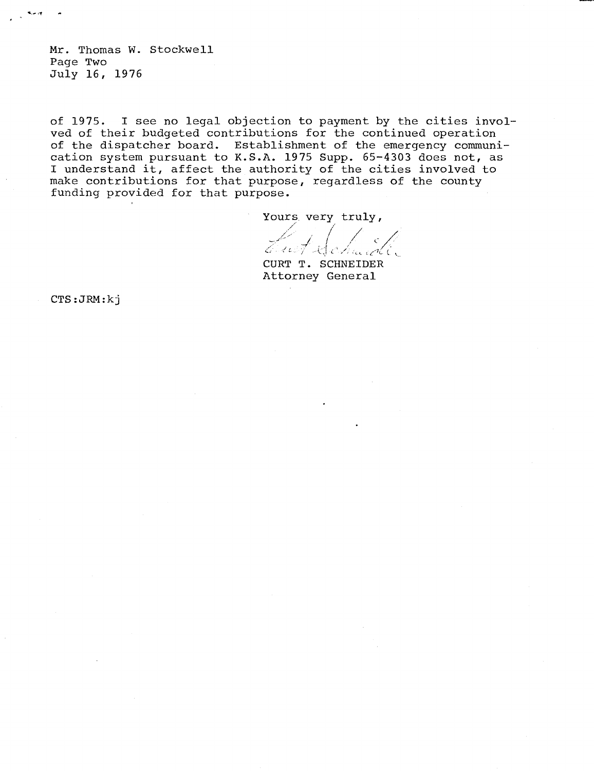Mr. Thomas W. Stockwell
Page Two
July 16, 1976

of 1975. I see no legal objection to payment by the cities involved of their budgeted contributions for the continued operation of the dispatcher board. Establishment of the emergency communication system pursuant to K.S.A. 1975 Supp. 65-4303 does not, as I understand it, affect the authority of the cities involved to make contributions for that purpose, regardless of the county funding provided for that purpose.

Yours very truly,

CURT T. SCHNEIDER
Attorney General

CTS:JRM:kj